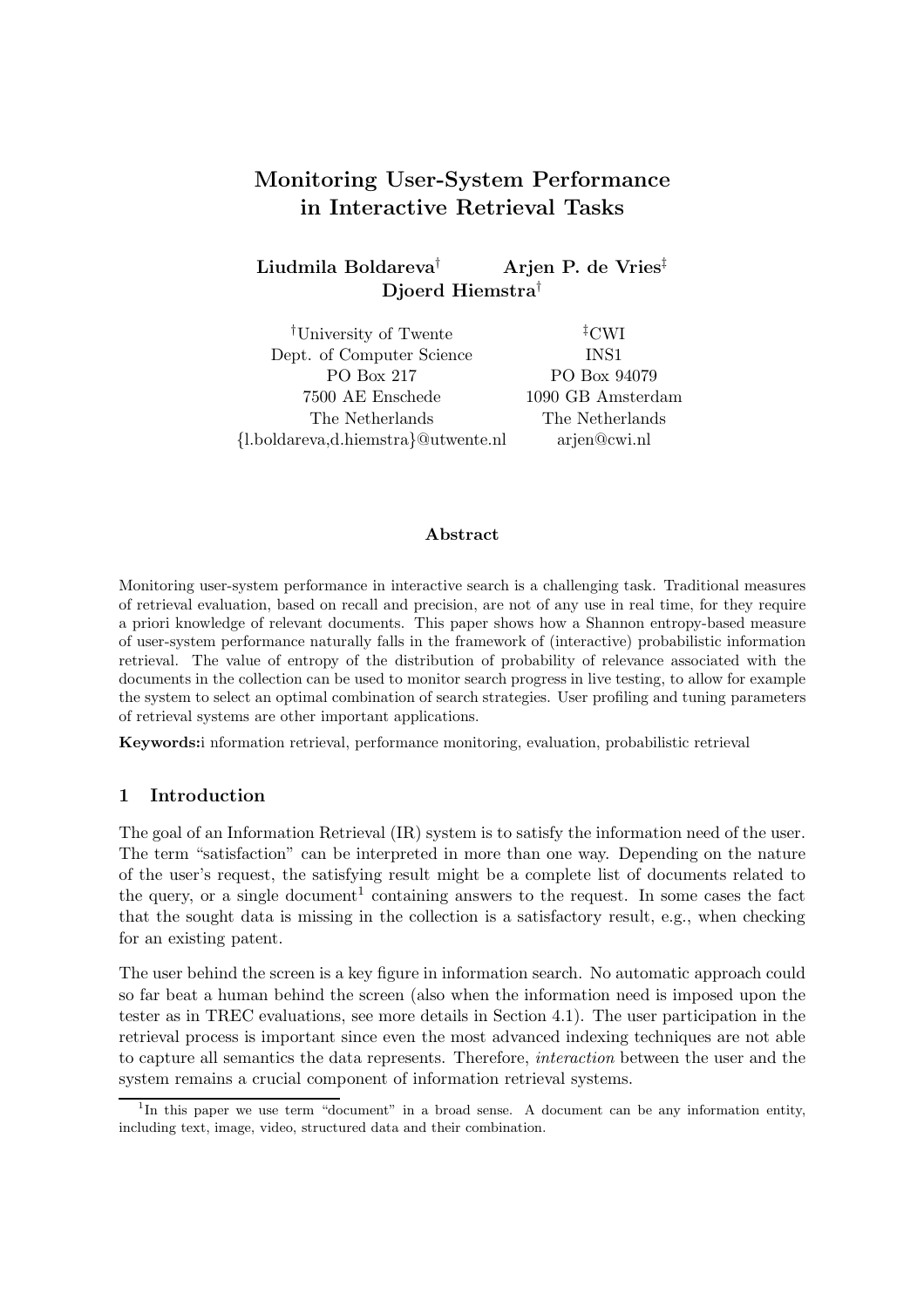# Monitoring User-System Performance in Interactive Retrieval Tasks

**Liudmila Boldareva**[†] **Arjen P. de Vries**[‡] **Djoerd Hiemstra**[†]

[†]University of Twente
Dept. of Computer Science
PO Box 217
7500 AE Enschede
The Netherlands
{l.boldareva,d.hiemstra}@utwente.nl

[‡]CWI
INS1
PO Box 94079
1090 GB Amsterdam
The Netherlands
arjen@cwi.nl

### Abstract

Monitoring user-system performance in interactive search is a challenging task. Traditional measures of retrieval evaluation, based on recall and precision, are not of any use in real time, for they require a priori knowledge of relevant documents. This paper shows how a Shannon entropy-based measure of user-system performance naturally falls in the framework of (interactive) probabilistic information retrieval. The value of entropy of the distribution of probability of relevance associated with the documents in the collection can be used to monitor search progress in live testing, to allow for example the system to select an optimal combination of search strategies. User profiling and tuning parameters of retrieval systems are other important applications.

**Keywords:**i nformation retrieval, performance monitoring, evaluation, probabilistic retrieval

## 1 Introduction

The goal of an Information Retrieval (IR) system is to satisfy the information need of the user. The term "satisfaction" can be interpreted in more than one way. Depending on the nature of the user's request, the satisfying result might be a complete list of documents related to the query, or a single document[1] containing answers to the request. In some cases the fact that the sought data is missing in the collection is a satisfactory result, e.g., when checking for an existing patent.

The user behind the screen is a key figure in information search. No automatic approach could so far beat a human behind the screen (also when the information need is imposed upon the tester as in TREC evaluations, see more details in Section 4.1). The user participation in the retrieval process is important since even the most advanced indexing techniques are not able to capture all semantics the data represents. Therefore, *interaction* between the user and the system remains a crucial component of information retrieval systems.

[1] In this paper we use term "document" in a broad sense. A document can be any information entity, including text, image, video, structured data and their combination.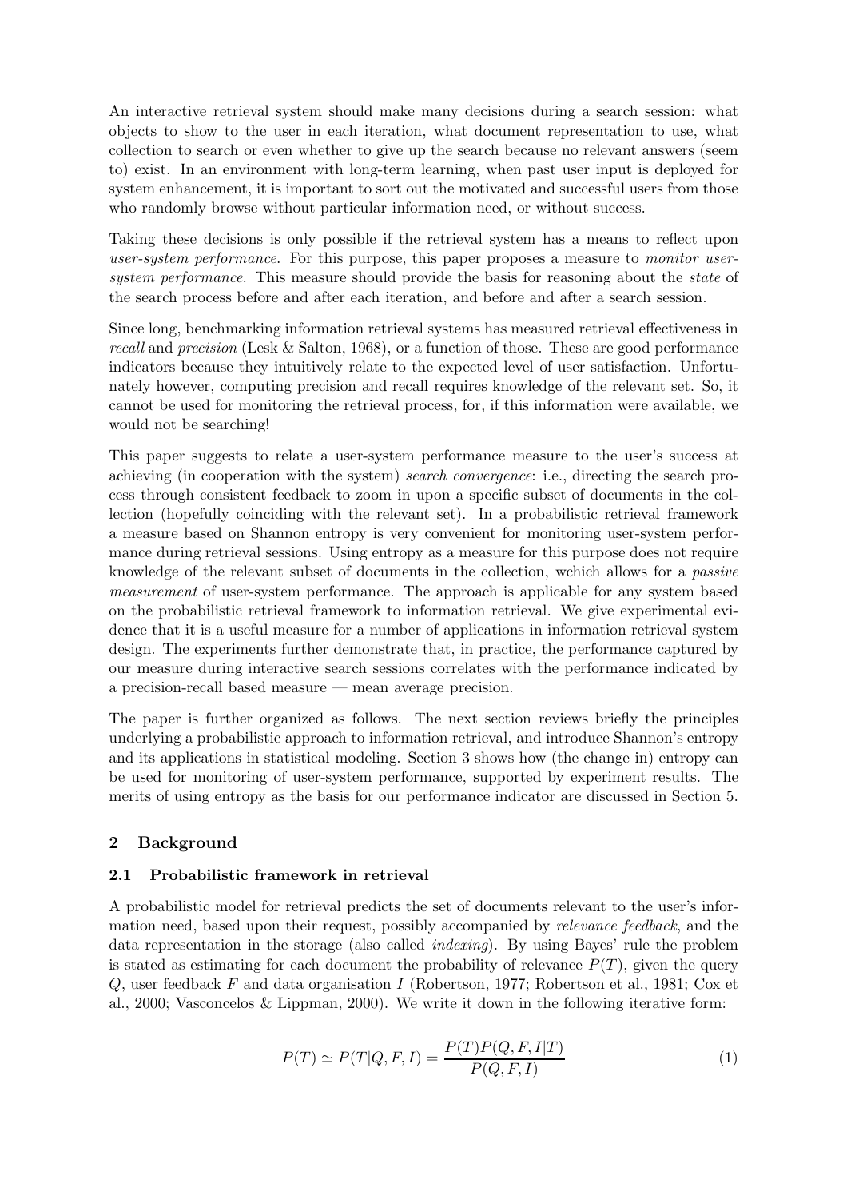An interactive retrieval system should make many decisions during a search session: what objects to show to the user in each iteration, what document representation to use, what collection to search or even whether to give up the search because no relevant answers (seem to) exist. In an environment with long-term learning, when past user input is deployed for system enhancement, it is important to sort out the motivated and successful users from those who randomly browse without particular information need, or without success.

Taking these decisions is only possible if the retrieval system has a means to reflect upon *user-system performance*. For this purpose, this paper proposes a measure to *monitor user-system performance*. This measure should provide the basis for reasoning about the *state* of the search process before and after each iteration, and before and after a search session.

Since long, benchmarking information retrieval systems has measured retrieval effectiveness in *recall* and *precision* (Lesk & Salton, 1968), or a function of those. These are good performance indicators because they intuitively relate to the expected level of user satisfaction. Unfortunately however, computing precision and recall requires knowledge of the relevant set. So, it cannot be used for monitoring the retrieval process, for, if this information were available, we would not be searching!

This paper suggests to relate a user-system performance measure to the user's success at achieving (in cooperation with the system) *search convergence*: i.e., directing the search process through consistent feedback to zoom in upon a specific subset of documents in the collection (hopefully coinciding with the relevant set). In a probabilistic retrieval framework a measure based on Shannon entropy is very convenient for monitoring user-system performance during retrieval sessions. Using entropy as a measure for this purpose does not require knowledge of the relevant subset of documents in the collection, wchich allows for a *passive measurement* of user-system performance. The approach is applicable for any system based on the probabilistic retrieval framework to information retrieval. We give experimental evidence that it is a useful measure for a number of applications in information retrieval system design. The experiments further demonstrate that, in practice, the performance captured by our measure during interactive search sessions correlates with the performance indicated by a precision-recall based measure — mean average precision.

The paper is further organized as follows. The next section reviews briefly the principles underlying a probabilistic approach to information retrieval, and introduce Shannon's entropy and its applications in statistical modeling. Section 3 shows how (the change in) entropy can be used for monitoring of user-system performance, supported by experiment results. The merits of using entropy as the basis for our performance indicator are discussed in Section 5.

## 2 Background

### 2.1 Probabilistic framework in retrieval

A probabilistic model for retrieval predicts the set of documents relevant to the user's information need, based upon their request, possibly accompanied by *relevance feedback*, and the data representation in the storage (also called *indexing*). By using Bayes' rule the problem is stated as estimating for each document the probability of relevance $P(T)$, given the query $Q$, user feedback $F$ and data organisation $I$ (Robertson, 1977; Robertson et al., 1981; Cox et al., 2000; Vasconcelos & Lippman, 2000). We write it down in the following iterative form:

$$P(T) \simeq P(T|Q,F,I) = \frac{P(T)P(Q,F,I|T)}{P(Q,F,I)} \tag{1}$$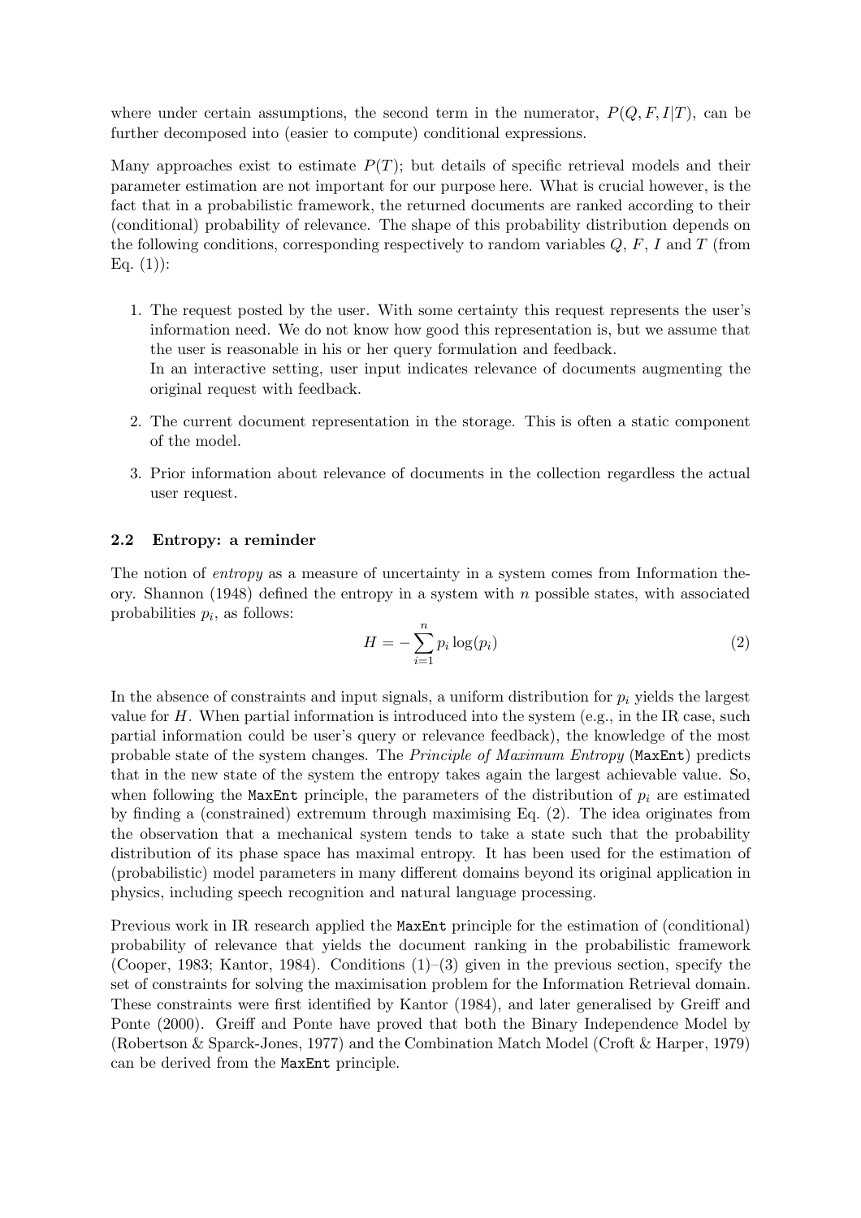where under certain assumptions, the second term in the numerator, $P(Q, F, I|T)$, can be further decomposed into (easier to compute) conditional expressions.

Many approaches exist to estimate $P(T)$; but details of specific retrieval models and their parameter estimation are not important for our purpose here. What is crucial however, is the fact that in a probabilistic framework, the returned documents are ranked according to their (conditional) probability of relevance. The shape of this probability distribution depends on the following conditions, corresponding respectively to random variables $Q$, $F$, $I$ and $T$ (from Eq. (1)):

1. The request posted by the user. With some certainty this request represents the user's information need. We do not know how good this representation is, but we assume that the user is reasonable in his or her query formulation and feedback.
   In an interactive setting, user input indicates relevance of documents augmenting the original request with feedback.
2. The current document representation in the storage. This is often a static component of the model.
3. Prior information about relevance of documents in the collection regardless the actual user request.

### 2.2 Entropy: a reminder

The notion of *entropy* as a measure of uncertainty in a system comes from Information theory. Shannon (1948) defined the entropy in a system with $n$ possible states, with associated probabilities $p_i$, as follows:

$$H = -\sum_{i=1}^{n} p_i \log(p_i) \tag{2}$$

In the absence of constraints and input signals, a uniform distribution for $p_i$ yields the largest value for $H$. When partial information is introduced into the system (e.g., in the IR case, such partial information could be user's query or relevance feedback), the knowledge of the most probable state of the system changes. The *Principle of Maximum Entropy* (MaxEnt) predicts that in the new state of the system the entropy takes again the largest achievable value. So, when following the MaxEnt principle, the parameters of the distribution of $p_i$ are estimated by finding a (constrained) extremum through maximising Eq. (2). The idea originates from the observation that a mechanical system tends to take a state such that the probability distribution of its phase space has maximal entropy. It has been used for the estimation of (probabilistic) model parameters in many different domains beyond its original application in physics, including speech recognition and natural language processing.

Previous work in IR research applied the MaxEnt principle for the estimation of (conditional) probability of relevance that yields the document ranking in the probabilistic framework (Cooper, 1983; Kantor, 1984). Conditions (1)–(3) given in the previous section, specify the set of constraints for solving the maximisation problem for the Information Retrieval domain. These constraints were first identified by Kantor (1984), and later generalised by Greiff and Ponte (2000). Greiff and Ponte have proved that both the Binary Independence Model by (Robertson & Sparck-Jones, 1977) and the Combination Match Model (Croft & Harper, 1979) can be derived from the MaxEnt principle.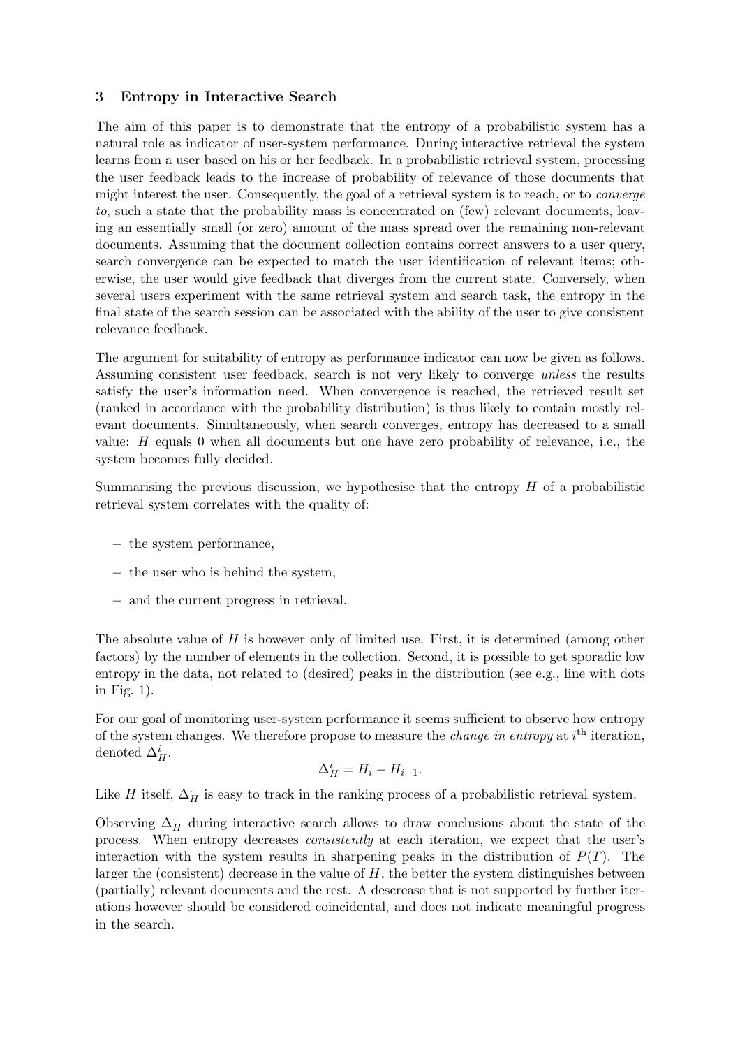## 3 Entropy in Interactive Search

The aim of this paper is to demonstrate that the entropy of a probabilistic system has a natural role as indicator of user-system performance. During interactive retrieval the system learns from a user based on his or her feedback. In a probabilistic retrieval system, processing the user feedback leads to the increase of probability of relevance of those documents that might interest the user. Consequently, the goal of a retrieval system is to reach, or to *converge to*, such a state that the probability mass is concentrated on (few) relevant documents, leaving an essentially small (or zero) amount of the mass spread over the remaining non-relevant documents. Assuming that the document collection contains correct answers to a user query, search convergence can be expected to match the user identification of relevant items; otherwise, the user would give feedback that diverges from the current state. Conversely, when several users experiment with the same retrieval system and search task, the entropy in the final state of the search session can be associated with the ability of the user to give consistent relevance feedback.

The argument for suitability of entropy as performance indicator can now be given as follows. Assuming consistent user feedback, search is not very likely to converge *unless* the results satisfy the user's information need. When convergence is reached, the retrieved result set (ranked in accordance with the probability distribution) is thus likely to contain mostly relevant documents. Simultaneously, when search converges, entropy has decreased to a small value: $H$ equals 0 when all documents but one have zero probability of relevance, i.e., the system becomes fully decided.

Summarising the previous discussion, we hypothesise that the entropy $H$ of a probabilistic retrieval system correlates with the quality of:

– the system performance,

– the user who is behind the system,

– and the current progress in retrieval.

The absolute value of $H$ is however only of limited use. First, it is determined (among other factors) by the number of elements in the collection. Second, it is possible to get sporadic low entropy in the data, not related to (desired) peaks in the distribution (see e.g., line with dots in Fig. 1).

For our goal of monitoring user-system performance it seems sufficient to observe how entropy of the system changes. We therefore propose to measure the *change in entropy* at $i^{\text{th}}$ iteration, denoted $\Delta_H^i$.

$$\Delta_H^i = H_i - H_{i-1}.$$

Like $H$ itself, $\Delta_H^{\cdot}$ is easy to track in the ranking process of a probabilistic retrieval system.

Observing $\Delta_H^{\cdot}$ during interactive search allows to draw conclusions about the state of the process. When entropy decreases *consistently* at each iteration, we expect that the user's interaction with the system results in sharpening peaks in the distribution of $P(T)$. The larger the (consistent) decrease in the value of $H$, the better the system distinguishes between (partially) relevant documents and the rest. A descrease that is not supported by further iterations however should be considered coincidental, and does not indicate meaningful progress in the search.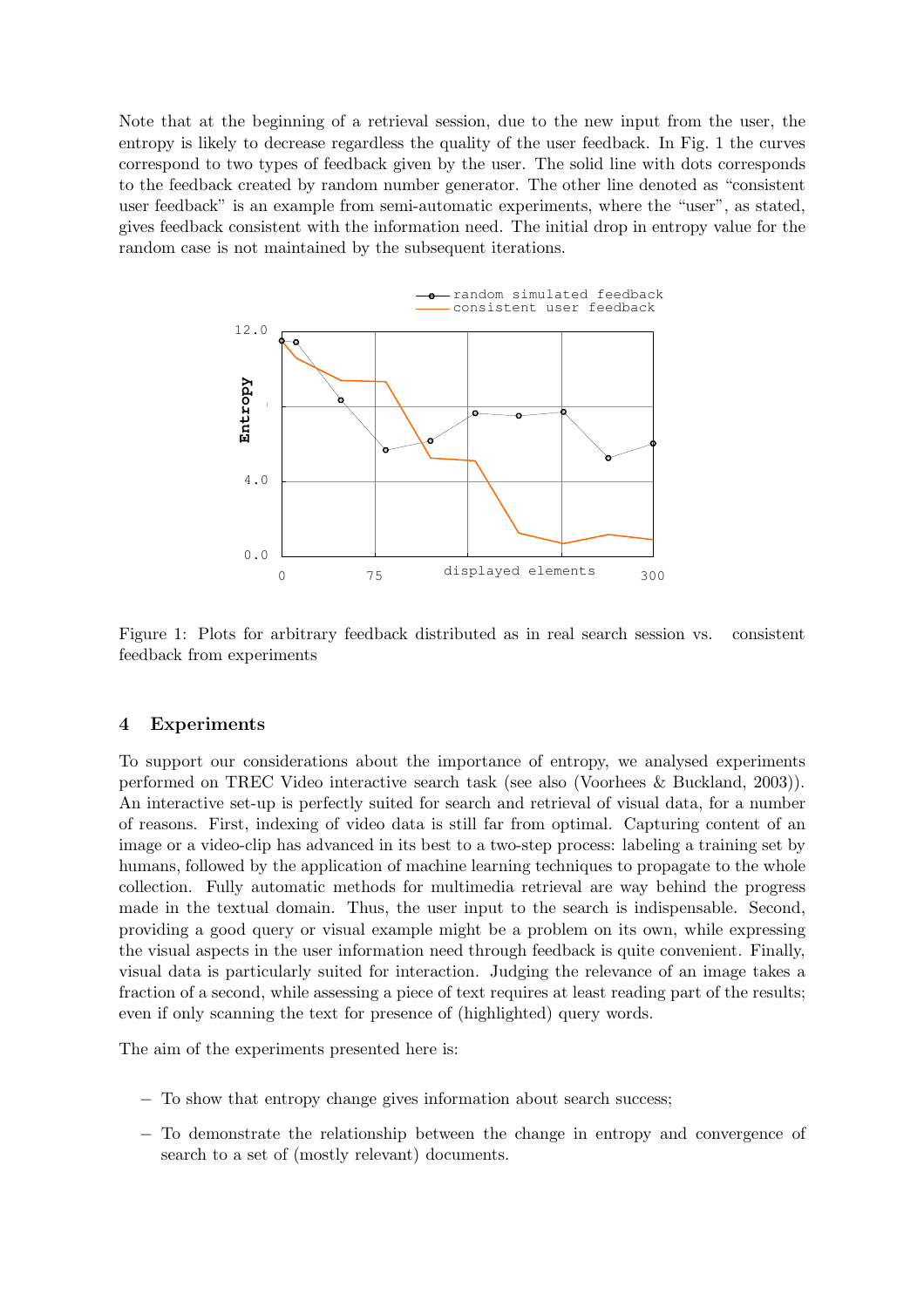Note that at the beginning of a retrieval session, due to the new input from the user, the entropy is likely to decrease regardless the quality of the user feedback. In Fig. 1 the curves correspond to two types of feedback given by the user. The solid line with dots corresponds to the feedback created by random number generator. The other line denoted as "consistent user feedback" is an example from semi-automatic experiments, where the "user", as stated, gives feedback consistent with the information need. The initial drop in entropy value for the random case is not maintained by the subsequent iterations.

Figure 1: Plots for arbitrary feedback distributed as in real search session vs. consistent feedback from experiments

## 4 Experiments

To support our considerations about the importance of entropy, we analysed experiments performed on TREC Video interactive search task (see also (Voorhees & Buckland, 2003)). An interactive set-up is perfectly suited for search and retrieval of visual data, for a number of reasons. First, indexing of video data is still far from optimal. Capturing content of an image or a video-clip has advanced in its best to a two-step process: labeling a training set by humans, followed by the application of machine learning techniques to propagate to the whole collection. Fully automatic methods for multimedia retrieval are way behind the progress made in the textual domain. Thus, the user input to the search is indispensable. Second, providing a good query or visual example might be a problem on its own, while expressing the visual aspects in the user information need through feedback is quite convenient. Finally, visual data is particularly suited for interaction. Judging the relevance of an image takes a fraction of a second, while assessing a piece of text requires at least reading part of the results; even if only scanning the text for presence of (highlighted) query words.

The aim of the experiments presented here is:

- To show that entropy change gives information about search success;
- To demonstrate the relationship between the change in entropy and convergence of search to a set of (mostly relevant) documents.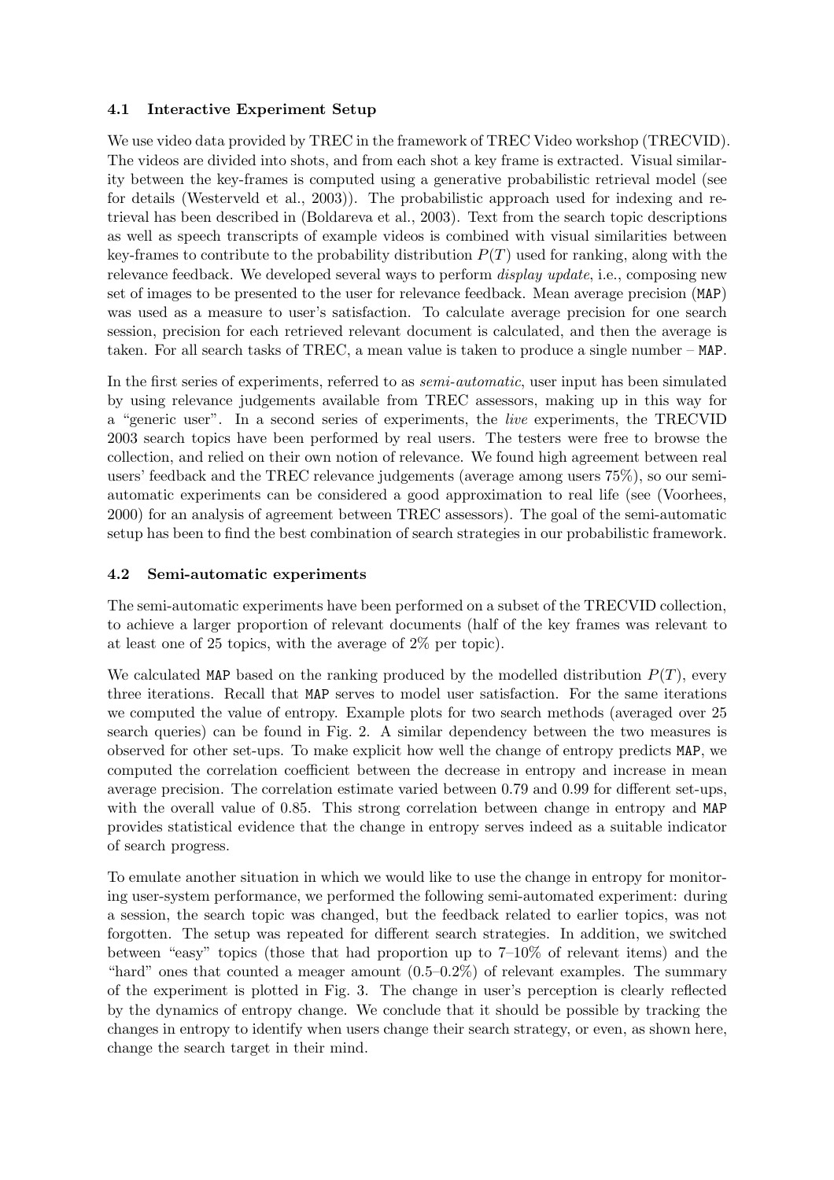### 4.1 Interactive Experiment Setup

We use video data provided by TREC in the framework of TREC Video workshop (TRECVID). The videos are divided into shots, and from each shot a key frame is extracted. Visual similarity between the key-frames is computed using a generative probabilistic retrieval model (see for details (Westerveld et al., 2003)). The probabilistic approach used for indexing and retrieval has been described in (Boldareva et al., 2003). Text from the search topic descriptions as well as speech transcripts of example videos is combined with visual similarities between key-frames to contribute to the probability distribution $P(T)$ used for ranking, along with the relevance feedback. We developed several ways to perform *display update*, i.e., composing new set of images to be presented to the user for relevance feedback. Mean average precision (`MAP`) was used as a measure to user's satisfaction. To calculate average precision for one search session, precision for each retrieved relevant document is calculated, and then the average is taken. For all search tasks of TREC, a mean value is taken to produce a single number – `MAP`.

In the first series of experiments, referred to as *semi-automatic*, user input has been simulated by using relevance judgements available from TREC assessors, making up in this way for a "generic user". In a second series of experiments, the *live* experiments, the TRECVID 2003 search topics have been performed by real users. The testers were free to browse the collection, and relied on their own notion of relevance. We found high agreement between real users' feedback and the TREC relevance judgements (average among users 75%), so our semi-automatic experiments can be considered a good approximation to real life (see (Voorhees, 2000) for an analysis of agreement between TREC assessors). The goal of the semi-automatic setup has been to find the best combination of search strategies in our probabilistic framework.

### 4.2 Semi-automatic experiments

The semi-automatic experiments have been performed on a subset of the TRECVID collection, to achieve a larger proportion of relevant documents (half of the key frames was relevant to at least one of 25 topics, with the average of 2% per topic).

We calculated `MAP` based on the ranking produced by the modelled distribution $P(T)$, every three iterations. Recall that `MAP` serves to model user satisfaction. For the same iterations we computed the value of entropy. Example plots for two search methods (averaged over 25 search queries) can be found in Fig. 2. A similar dependency between the two measures is observed for other set-ups. To make explicit how well the change of entropy predicts `MAP`, we computed the correlation coefficient between the decrease in entropy and increase in mean average precision. The correlation estimate varied between 0.79 and 0.99 for different set-ups, with the overall value of 0.85. This strong correlation between change in entropy and `MAP` provides statistical evidence that the change in entropy serves indeed as a suitable indicator of search progress.

To emulate another situation in which we would like to use the change in entropy for monitoring user-system performance, we performed the following semi-automated experiment: during a session, the search topic was changed, but the feedback related to earlier topics, was not forgotten. The setup was repeated for different search strategies. In addition, we switched between "easy" topics (those that had proportion up to 7–10% of relevant items) and the "hard" ones that counted a meager amount (0.5–0.2%) of relevant examples. The summary of the experiment is plotted in Fig. 3. The change in user's perception is clearly reflected by the dynamics of entropy change. We conclude that it should be possible by tracking the changes in entropy to identify when users change their search strategy, or even, as shown here, change the search target in their mind.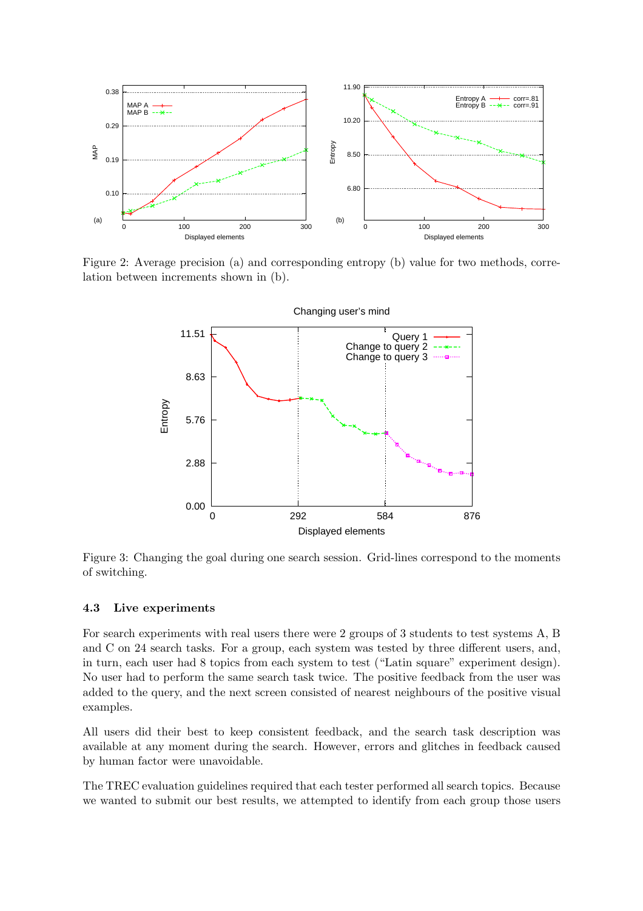Figure 2: Average precision (a) and corresponding entropy (b) value for two methods, correlation between increments shown in (b).

Figure 3: Changing the goal during one search session. Grid-lines correspond to the moments of switching.

### 4.3 Live experiments

For search experiments with real users there were 2 groups of 3 students to test systems A, B and C on 24 search tasks. For a group, each system was tested by three different users, and, in turn, each user had 8 topics from each system to test ("Latin square" experiment design). No user had to perform the same search task twice. The positive feedback from the user was added to the query, and the next screen consisted of nearest neighbours of the positive visual examples.

All users did their best to keep consistent feedback, and the search task description was available at any moment during the search. However, errors and glitches in feedback caused by human factor were unavoidable.

The TREC evaluation guidelines required that each tester performed all search topics. Because we wanted to submit our best results, we attempted to identify from each group those users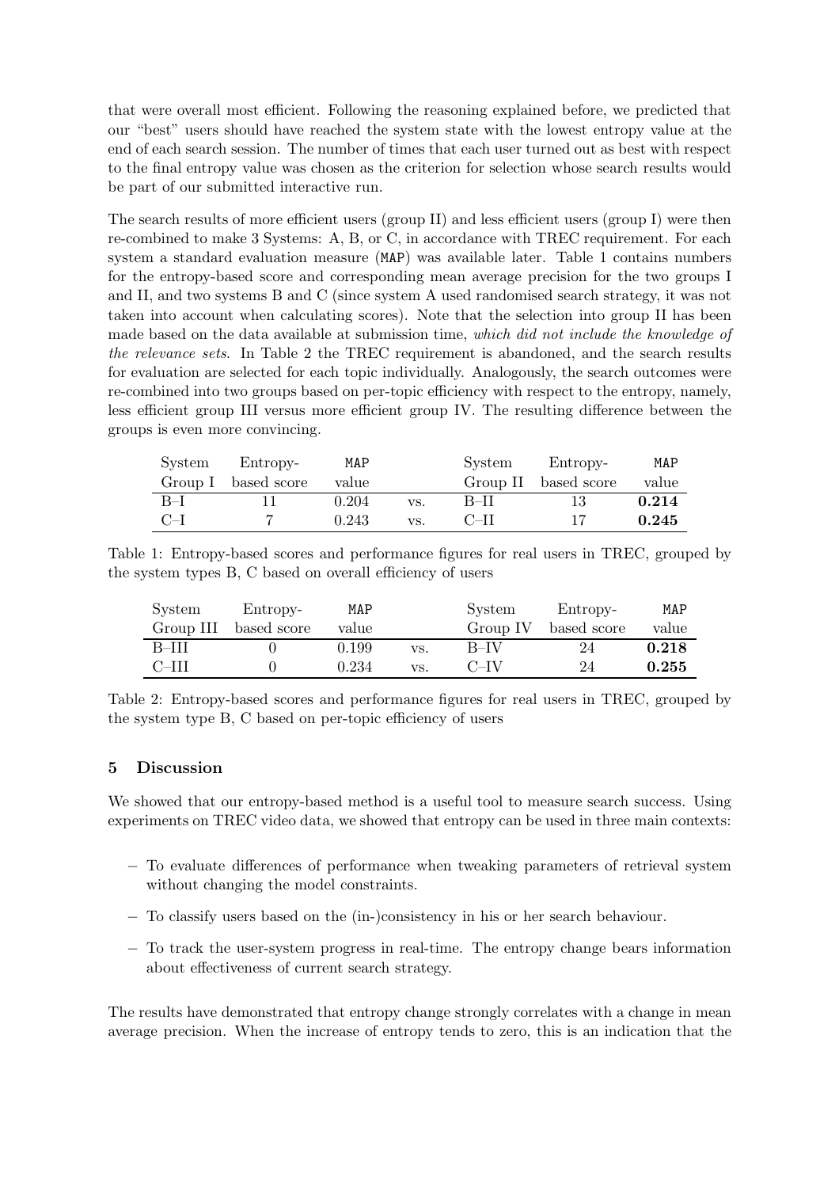that were overall most efficient. Following the reasoning explained before, we predicted that our "best" users should have reached the system state with the lowest entropy value at the end of each search session. The number of times that each user turned out as best with respect to the final entropy value was chosen as the criterion for selection whose search results would be part of our submitted interactive run.

The search results of more efficient users (group II) and less efficient users (group I) were then re-combined to make 3 Systems: A, B, or C, in accordance with TREC requirement. For each system a standard evaluation measure (MAP) was available later. Table 1 contains numbers for the entropy-based score and corresponding mean average precision for the two groups I and II, and two systems B and C (since system A used randomised search strategy, it was not taken into account when calculating scores). Note that the selection into group II has been made based on the data available at submission time, *which did not include the knowledge of the relevance sets*. In Table 2 the TREC requirement is abandoned, and the search results for evaluation are selected for each topic individually. Analogously, the search outcomes were re-combined into two groups based on per-topic efficiency with respect to the entropy, namely, less efficient group III versus more efficient group IV. The resulting difference between the groups is even more convincing.

| System Group I | Entropy-based score | MAP value | | System Group II | Entropy-based score | MAP value |
|---|---|---|---|---|---|---|
| B–I | 11 | 0.204 | vs. | B–II | 13 | **0.214** |
| C–I | 7 | 0.243 | vs. | C–II | 17 | **0.245** |

Table 1: Entropy-based scores and performance figures for real users in TREC, grouped by the system types B, C based on overall efficiency of users

| System Group III | Entropy-based score | MAP value | | System Group IV | Entropy-based score | MAP value |
|---|---|---|---|---|---|---|
| B–III | 0 | 0.199 | vs. | B–IV | 24 | **0.218** |
| C–III | 0 | 0.234 | vs. | C–IV | 24 | **0.255** |

Table 2: Entropy-based scores and performance figures for real users in TREC, grouped by the system type B, C based on per-topic efficiency of users

## 5 Discussion

We showed that our entropy-based method is a useful tool to measure search success. Using experiments on TREC video data, we showed that entropy can be used in three main contexts:

- To evaluate differences of performance when tweaking parameters of retrieval system without changing the model constraints.
- To classify users based on the (in-)consistency in his or her search behaviour.
- To track the user-system progress in real-time. The entropy change bears information about effectiveness of current search strategy.

The results have demonstrated that entropy change strongly correlates with a change in mean average precision. When the increase of entropy tends to zero, this is an indication that the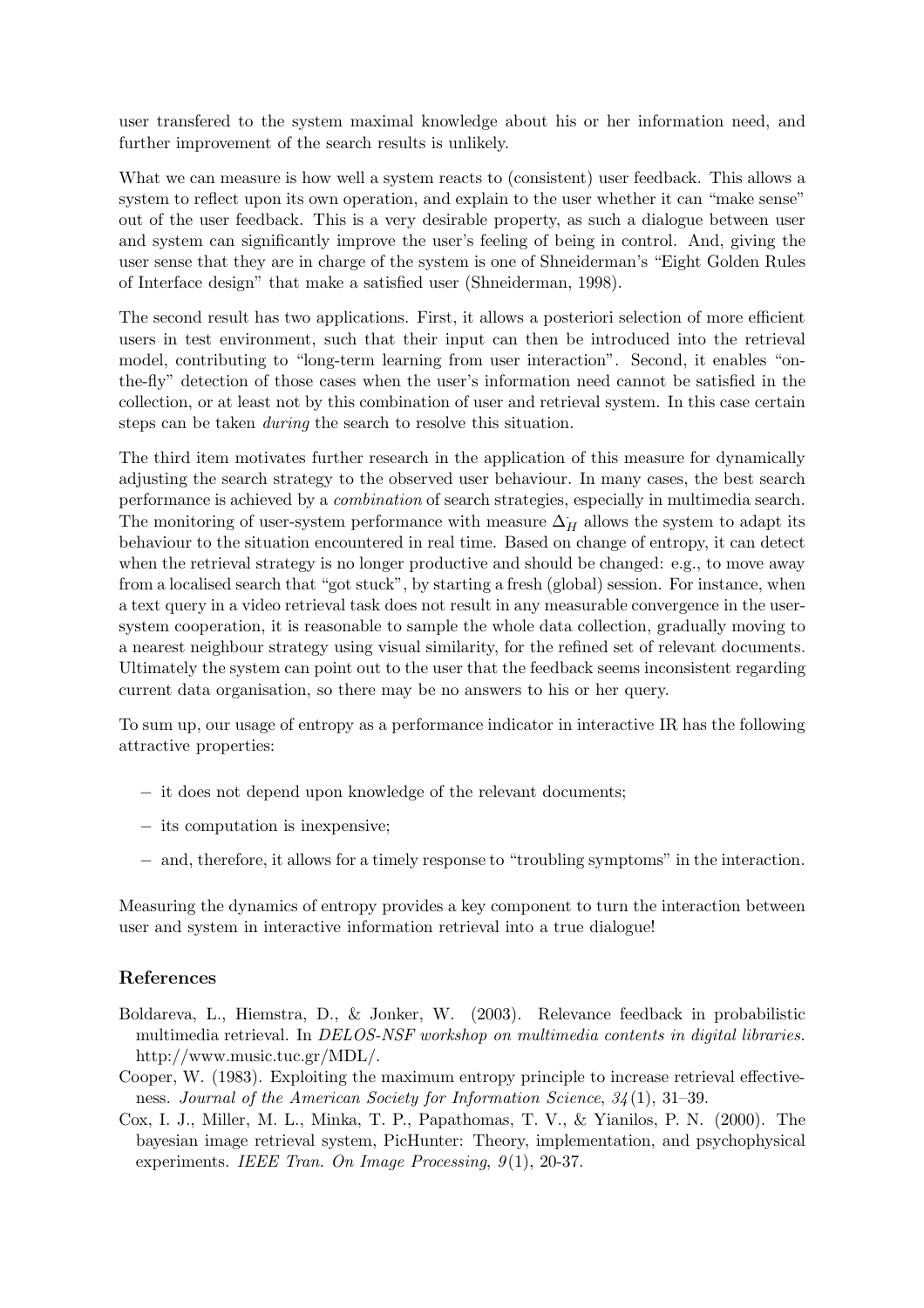user transfered to the system maximal knowledge about his or her information need, and further improvement of the search results is unlikely.

What we can measure is how well a system reacts to (consistent) user feedback. This allows a system to reflect upon its own operation, and explain to the user whether it can "make sense" out of the user feedback. This is a very desirable property, as such a dialogue between user and system can significantly improve the user's feeling of being in control. And, giving the user sense that they are in charge of the system is one of Shneiderman's "Eight Golden Rules of Interface design" that make a satisfied user (Shneiderman, 1998).

The second result has two applications. First, it allows a posteriori selection of more efficient users in test environment, such that their input can then be introduced into the retrieval model, contributing to "long-term learning from user interaction". Second, it enables "on-the-fly" detection of those cases when the user's information need cannot be satisfied in the collection, or at least not by this combination of user and retrieval system. In this case certain steps can be taken *during* the search to resolve this situation.

The third item motivates further research in the application of this measure for dynamically adjusting the search strategy to the observed user behaviour. In many cases, the best search performance is achieved by a *combination* of search strategies, especially in multimedia search. The monitoring of user-system performance with measure $\Delta_H^{\cdot}$ allows the system to adapt its behaviour to the situation encountered in real time. Based on change of entropy, it can detect when the retrieval strategy is no longer productive and should be changed: e.g., to move away from a localised search that "got stuck", by starting a fresh (global) session. For instance, when a text query in a video retrieval task does not result in any measurable convergence in the user-system cooperation, it is reasonable to sample the whole data collection, gradually moving to a nearest neighbour strategy using visual similarity, for the refined set of relevant documents. Ultimately the system can point out to the user that the feedback seems inconsistent regarding current data organisation, so there may be no answers to his or her query.

To sum up, our usage of entropy as a performance indicator in interactive IR has the following attractive properties:

- it does not depend upon knowledge of the relevant documents;
- its computation is inexpensive;
- and, therefore, it allows for a timely response to "troubling symptoms" in the interaction.

Measuring the dynamics of entropy provides a key component to turn the interaction between user and system in interactive information retrieval into a true dialogue!

## References

Boldareva, L., Hiemstra, D., & Jonker, W. (2003). Relevance feedback in probabilistic multimedia retrieval. In *DELOS-NSF workshop on multimedia contents in digital libraries.* http://www.music.tuc.gr/MDL/.

Cooper, W. (1983). Exploiting the maximum entropy principle to increase retrieval effectiveness. *Journal of the American Society for Information Science*, *34*(1), 31–39.

Cox, I. J., Miller, M. L., Minka, T. P., Papathomas, T. V., & Yianilos, P. N. (2000). The bayesian image retrieval system, PicHunter: Theory, implementation, and psychophysical experiments. *IEEE Tran. On Image Processing*, *9*(1), 20-37.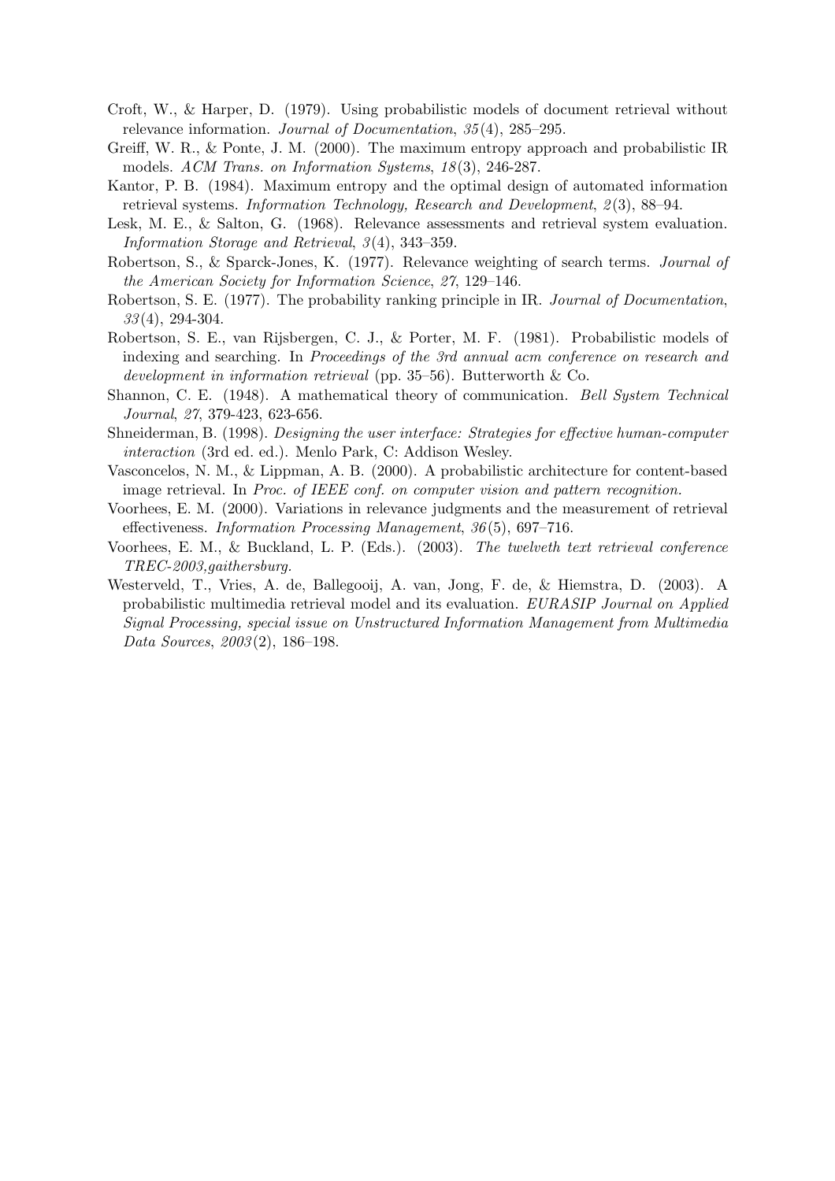Croft, W., & Harper, D. (1979). Using probabilistic models of document retrieval without relevance information. *Journal of Documentation*, *35*(4), 285–295.

Greiff, W. R., & Ponte, J. M. (2000). The maximum entropy approach and probabilistic IR models. *ACM Trans. on Information Systems*, *18*(3), 246-287.

Kantor, P. B. (1984). Maximum entropy and the optimal design of automated information retrieval systems. *Information Technology, Research and Development*, *2*(3), 88–94.

Lesk, M. E., & Salton, G. (1968). Relevance assessments and retrieval system evaluation. *Information Storage and Retrieval*, *3*(4), 343–359.

Robertson, S., & Sparck-Jones, K. (1977). Relevance weighting of search terms. *Journal of the American Society for Information Science*, *27*, 129–146.

Robertson, S. E. (1977). The probability ranking principle in IR. *Journal of Documentation*, *33*(4), 294-304.

Robertson, S. E., van Rijsbergen, C. J., & Porter, M. F. (1981). Probabilistic models of indexing and searching. In *Proceedings of the 3rd annual acm conference on research and development in information retrieval* (pp. 35–56). Butterworth & Co.

Shannon, C. E. (1948). A mathematical theory of communication. *Bell System Technical Journal*, *27*, 379-423, 623-656.

Shneiderman, B. (1998). *Designing the user interface: Strategies for effective human-computer interaction* (3rd ed. ed.). Menlo Park, C: Addison Wesley.

Vasconcelos, N. M., & Lippman, A. B. (2000). A probabilistic architecture for content-based image retrieval. In *Proc. of IEEE conf. on computer vision and pattern recognition.*

Voorhees, E. M. (2000). Variations in relevance judgments and the measurement of retrieval effectiveness. *Information Processing Management*, *36*(5), 697–716.

Voorhees, E. M., & Buckland, L. P. (Eds.). (2003). *The twelveth text retrieval conference TREC-2003,gaithersburg.*

Westerveld, T., Vries, A. de, Ballegooij, A. van, Jong, F. de, & Hiemstra, D. (2003). A probabilistic multimedia retrieval model and its evaluation. *EURASIP Journal on Applied Signal Processing, special issue on Unstructured Information Management from Multimedia Data Sources*, *2003*(2), 186–198.